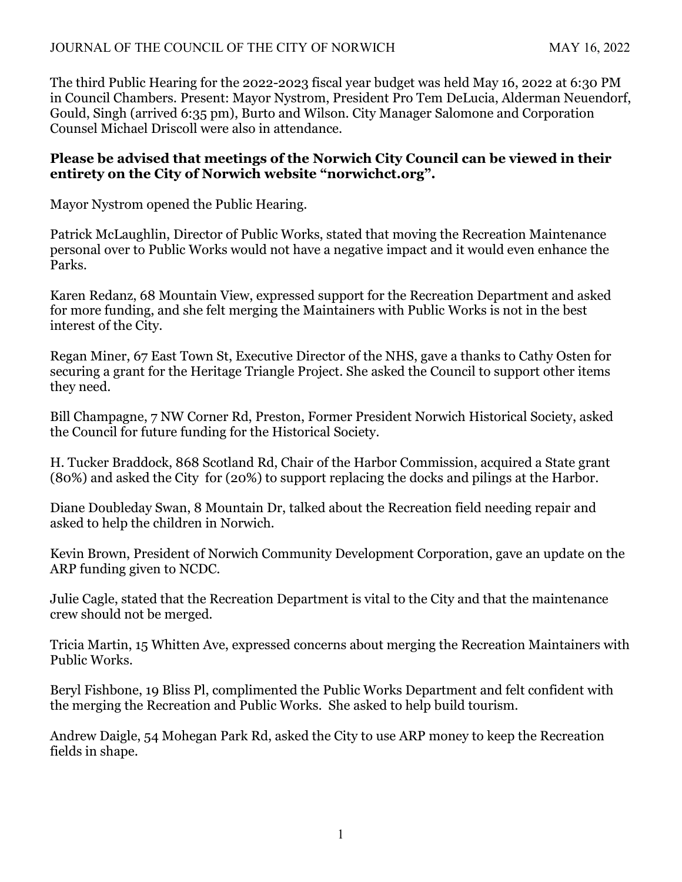The third Public Hearing for the 2022-2023 fiscal year budget was held May 16, 2022 at 6:30 PM in Council Chambers. Present: Mayor Nystrom, President Pro Tem DeLucia, Alderman Neuendorf, Gould, Singh (arrived 6:35 pm), Burto and Wilson. City Manager Salomone and Corporation Counsel Michael Driscoll were also in attendance.

**Please be advised that meetings of the Norwich City Council can be viewed in their entirety on the City of Norwich website "norwichct.org".**

Mayor Nystrom opened the Public Hearing.

Patrick McLaughlin, Director of Public Works, stated that moving the Recreation Maintenance personal over to Public Works would not have a negative impact and it would even enhance the Parks.

Karen Redanz, 68 Mountain View, expressed support for the Recreation Department and asked for more funding, and she felt merging the Maintainers with Public Works is not in the best interest of the City.

Regan Miner, 67 East Town St, Executive Director of the NHS, gave a thanks to Cathy Osten for securing a grant for the Heritage Triangle Project. She asked the Council to support other items they need.

Bill Champagne, 7 NW Corner Rd, Preston, Former President Norwich Historical Society, asked the Council for future funding for the Historical Society.

H. Tucker Braddock, 868 Scotland Rd, Chair of the Harbor Commission, acquired a State grant (80%) and asked the City for (20%) to support replacing the docks and pilings at the Harbor.

Diane Doubleday Swan, 8 Mountain Dr, talked about the Recreation field needing repair and asked to help the children in Norwich.

Kevin Brown, President of Norwich Community Development Corporation, gave an update on the ARP funding given to NCDC.

Julie Cagle, stated that the Recreation Department is vital to the City and that the maintenance crew should not be merged.

Tricia Martin, 15 Whitten Ave, expressed concerns about merging the Recreation Maintainers with Public Works.

Beryl Fishbone, 19 Bliss Pl, complimented the Public Works Department and felt confident with the merging the Recreation and Public Works. She asked to help build tourism.

Andrew Daigle, 54 Mohegan Park Rd, asked the City to use ARP money to keep the Recreation fields in shape.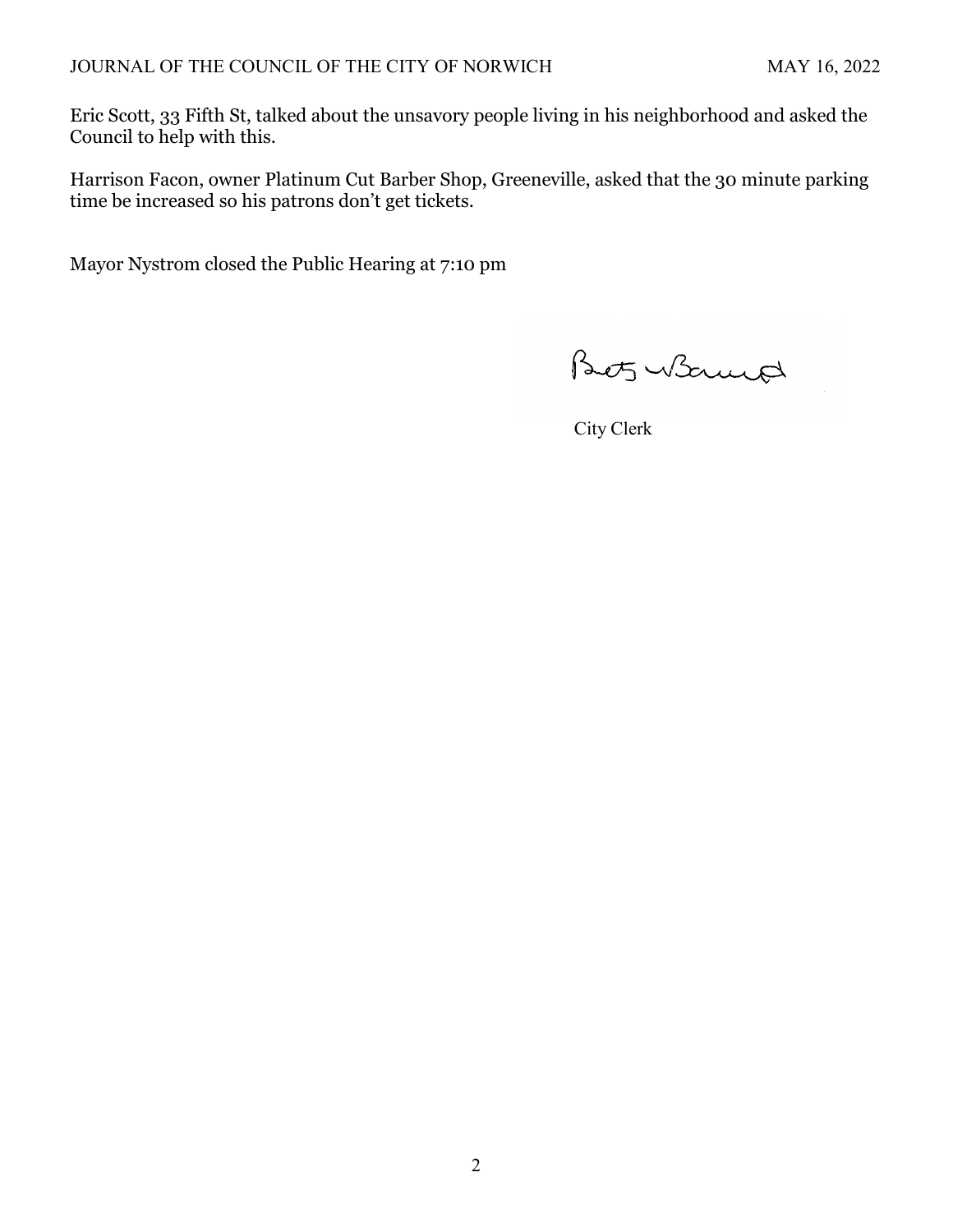Eric Scott, 33 Fifth St, talked about the unsavory people living in his neighborhood and asked the Council to help with this.

Harrison Facon, owner Platinum Cut Barber Shop, Greeneville, asked that the 30 minute parking time be increased so his patrons don't get tickets.

Mayor Nystrom closed the Public Hearing at 7:10 pm

City Clerk